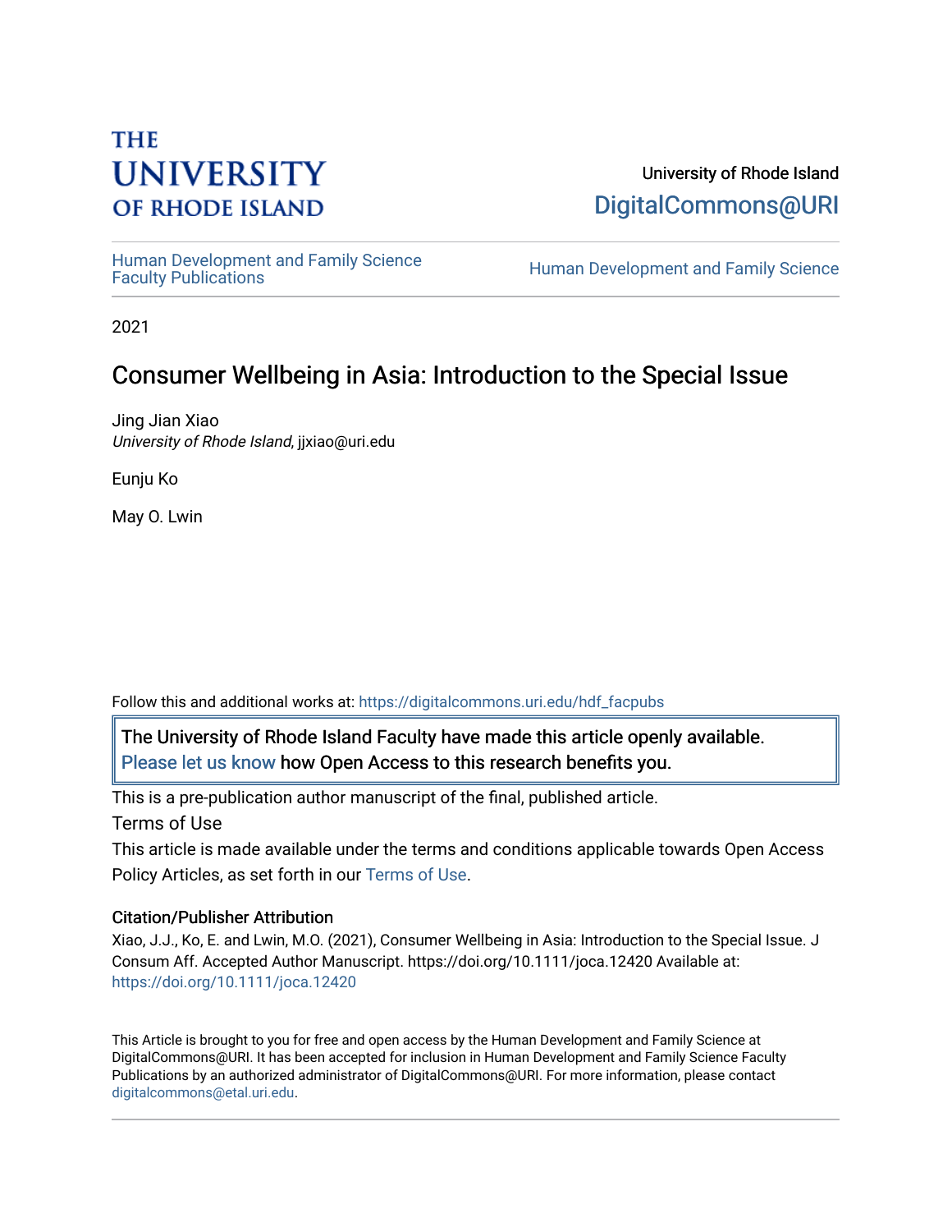THE UNIVERSITY OF RHODE ISLAND

University of Rhode Island
DigitalCommons@URI

Human Development and Family Science Faculty Publications

Human Development and Family Science

2021

# Consumer Wellbeing in Asia: Introduction to the Special Issue

Jing Jian Xiao
*University of Rhode Island*, jjxiao@uri.edu

Eunju Ko

May O. Lwin

Follow this and additional works at: https://digitalcommons.uri.edu/hdf_facpubs

The University of Rhode Island Faculty have made this article openly available. Please let us know how Open Access to this research benefits you.

This is a pre-publication author manuscript of the final, published article.

Terms of Use

This article is made available under the terms and conditions applicable towards Open Access Policy Articles, as set forth in our Terms of Use.

### Citation/Publisher Attribution

Xiao, J.J., Ko, E. and Lwin, M.O. (2021), Consumer Wellbeing in Asia: Introduction to the Special Issue. J Consum Aff. Accepted Author Manuscript. https://doi.org/10.1111/joca.12420 Available at: https://doi.org/10.1111/joca.12420

This Article is brought to you for free and open access by the Human Development and Family Science at DigitalCommons@URI. It has been accepted for inclusion in Human Development and Family Science Faculty Publications by an authorized administrator of DigitalCommons@URI. For more information, please contact digitalcommons@etal.uri.edu.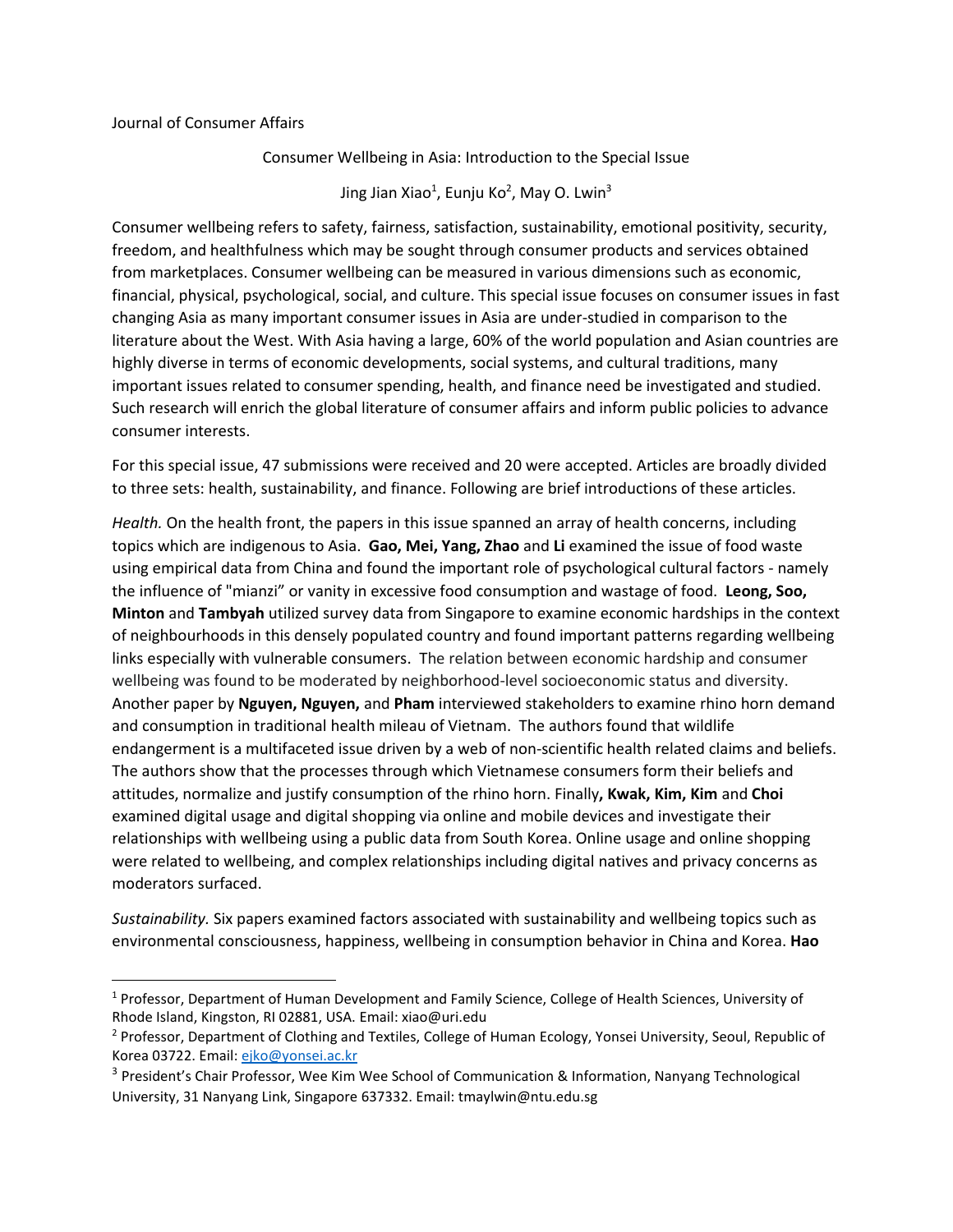Journal of Consumer Affairs

Consumer Wellbeing in Asia: Introduction to the Special Issue

Jing Jian Xiao[1], Eunju Ko[2], May O. Lwin[3]

Consumer wellbeing refers to safety, fairness, satisfaction, sustainability, emotional positivity, security, freedom, and healthfulness which may be sought through consumer products and services obtained from marketplaces. Consumer wellbeing can be measured in various dimensions such as economic, financial, physical, psychological, social, and culture. This special issue focuses on consumer issues in fast changing Asia as many important consumer issues in Asia are under-studied in comparison to the literature about the West. With Asia having a large, 60% of the world population and Asian countries are highly diverse in terms of economic developments, social systems, and cultural traditions, many important issues related to consumer spending, health, and finance need be investigated and studied. Such research will enrich the global literature of consumer affairs and inform public policies to advance consumer interests.

For this special issue, 47 submissions were received and 20 were accepted. Articles are broadly divided to three sets: health, sustainability, and finance. Following are brief introductions of these articles.

*Health.* On the health front, the papers in this issue spanned an array of health concerns, including topics which are indigenous to Asia. **Gao, Mei, Yang, Zhao** and **Li** examined the issue of food waste using empirical data from China and found the important role of psychological cultural factors - namely the influence of "mianzi" or vanity in excessive food consumption and wastage of food. **Leong, Soo, Minton** and **Tambyah** utilized survey data from Singapore to examine economic hardships in the context of neighbourhoods in this densely populated country and found important patterns regarding wellbeing links especially with vulnerable consumers. The relation between economic hardship and consumer wellbeing was found to be moderated by neighborhood-level socioeconomic status and diversity. Another paper by **Nguyen, Nguyen,** and **Pham** interviewed stakeholders to examine rhino horn demand and consumption in traditional health mileau of Vietnam. The authors found that wildlife endangerment is a multifaceted issue driven by a web of non-scientific health related claims and beliefs. The authors show that the processes through which Vietnamese consumers form their beliefs and attitudes, normalize and justify consumption of the rhino horn. Finally**, Kwak, Kim, Kim** and **Choi** examined digital usage and digital shopping via online and mobile devices and investigate their relationships with wellbeing using a public data from South Korea. Online usage and online shopping were related to wellbeing, and complex relationships including digital natives and privacy concerns as moderators surfaced.

*Sustainability.* Six papers examined factors associated with sustainability and wellbeing topics such as environmental consciousness, happiness, wellbeing in consumption behavior in China and Korea. **Hao**

---

[1] Professor, Department of Human Development and Family Science, College of Health Sciences, University of Rhode Island, Kingston, RI 02881, USA. Email: xiao@uri.edu

[2] Professor, Department of Clothing and Textiles, College of Human Ecology, Yonsei University, Seoul, Republic of Korea 03722. Email: ejko@yonsei.ac.kr

[3] President's Chair Professor, Wee Kim Wee School of Communication & Information, Nanyang Technological University, 31 Nanyang Link, Singapore 637332. Email: tmaylwin@ntu.edu.sg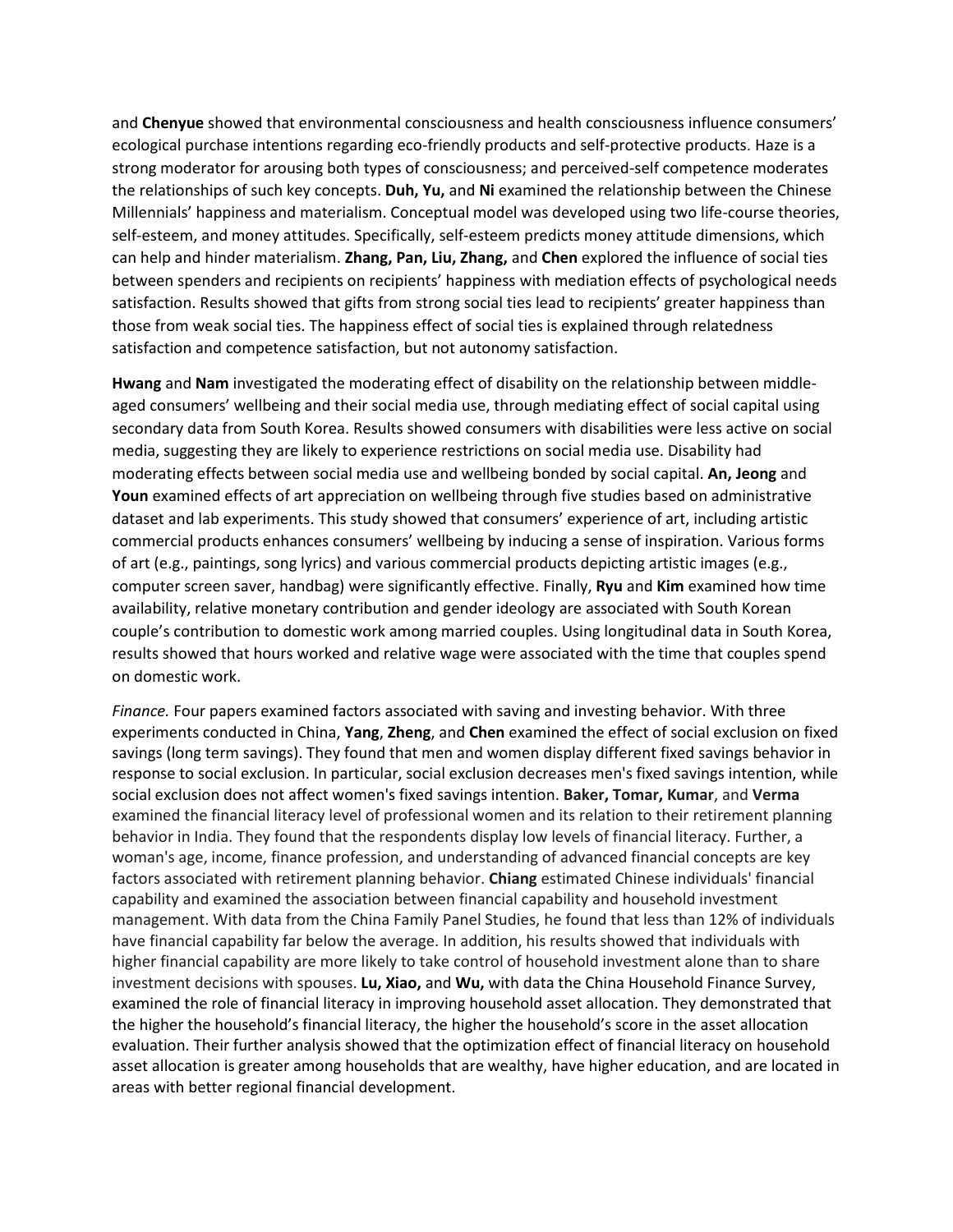and **Chenyue** showed that environmental consciousness and health consciousness influence consumers' ecological purchase intentions regarding eco-friendly products and self-protective products. Haze is a strong moderator for arousing both types of consciousness; and perceived-self competence moderates the relationships of such key concepts. **Duh, Yu,** and **Ni** examined the relationship between the Chinese Millennials' happiness and materialism. Conceptual model was developed using two life-course theories, self-esteem, and money attitudes. Specifically, self-esteem predicts money attitude dimensions, which can help and hinder materialism. **Zhang, Pan, Liu, Zhang,** and **Chen** explored the influence of social ties between spenders and recipients on recipients' happiness with mediation effects of psychological needs satisfaction. Results showed that gifts from strong social ties lead to recipients' greater happiness than those from weak social ties. The happiness effect of social ties is explained through relatedness satisfaction and competence satisfaction, but not autonomy satisfaction.

**Hwang** and **Nam** investigated the moderating effect of disability on the relationship between middle-aged consumers' wellbeing and their social media use, through mediating effect of social capital using secondary data from South Korea. Results showed consumers with disabilities were less active on social media, suggesting they are likely to experience restrictions on social media use. Disability had moderating effects between social media use and wellbeing bonded by social capital. **An, Jeong** and **Youn** examined effects of art appreciation on wellbeing through five studies based on administrative dataset and lab experiments. This study showed that consumers' experience of art, including artistic commercial products enhances consumers' wellbeing by inducing a sense of inspiration. Various forms of art (e.g., paintings, song lyrics) and various commercial products depicting artistic images (e.g., computer screen saver, handbag) were significantly effective. Finally, **Ryu** and **Kim** examined how time availability, relative monetary contribution and gender ideology are associated with South Korean couple's contribution to domestic work among married couples. Using longitudinal data in South Korea, results showed that hours worked and relative wage were associated with the time that couples spend on domestic work.

*Finance.* Four papers examined factors associated with saving and investing behavior. With three experiments conducted in China, **Yang**, **Zheng**, and **Chen** examined the effect of social exclusion on fixed savings (long term savings). They found that men and women display different fixed savings behavior in response to social exclusion. In particular, social exclusion decreases men's fixed savings intention, while social exclusion does not affect women's fixed savings intention. **Baker, Tomar, Kumar**, and **Verma** examined the financial literacy level of professional women and its relation to their retirement planning behavior in India. They found that the respondents display low levels of financial literacy. Further, a woman's age, income, finance profession, and understanding of advanced financial concepts are key factors associated with retirement planning behavior. **Chiang** estimated Chinese individuals' financial capability and examined the association between financial capability and household investment management. With data from the China Family Panel Studies, he found that less than 12% of individuals have financial capability far below the average. In addition, his results showed that individuals with higher financial capability are more likely to take control of household investment alone than to share investment decisions with spouses. **Lu, Xiao,** and **Wu,** with data the China Household Finance Survey, examined the role of financial literacy in improving household asset allocation. They demonstrated that the higher the household's financial literacy, the higher the household's score in the asset allocation evaluation. Their further analysis showed that the optimization effect of financial literacy on household asset allocation is greater among households that are wealthy, have higher education, and are located in areas with better regional financial development.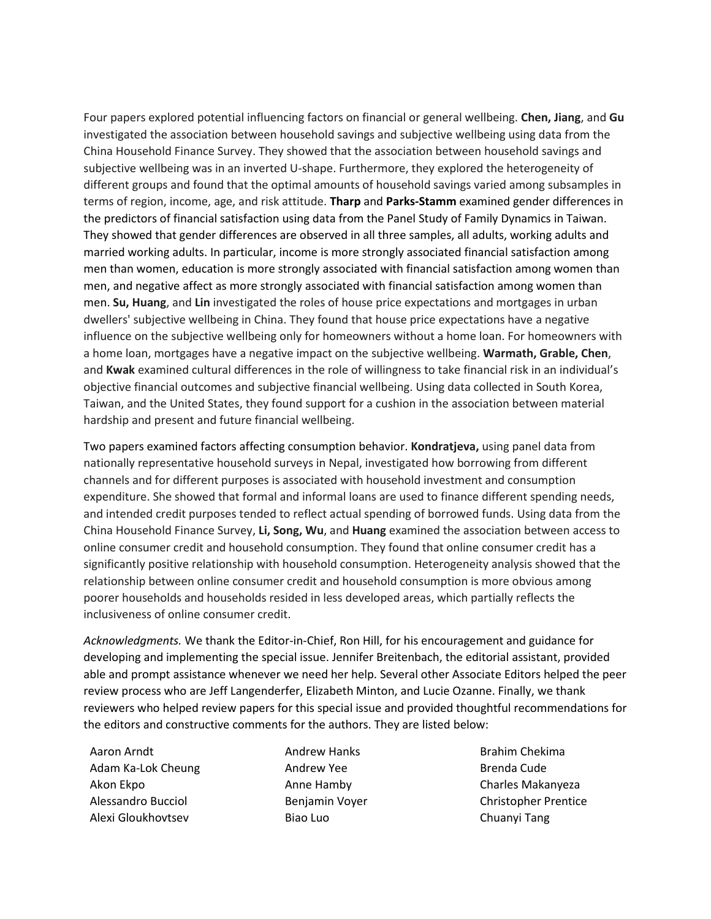Four papers explored potential influencing factors on financial or general wellbeing. **Chen, Jiang**, and **Gu** investigated the association between household savings and subjective wellbeing using data from the China Household Finance Survey. They showed that the association between household savings and subjective wellbeing was in an inverted U-shape. Furthermore, they explored the heterogeneity of different groups and found that the optimal amounts of household savings varied among subsamples in terms of region, income, age, and risk attitude. **Tharp** and **Parks-Stamm** examined gender differences in the predictors of financial satisfaction using data from the Panel Study of Family Dynamics in Taiwan. They showed that gender differences are observed in all three samples, all adults, working adults and married working adults. In particular, income is more strongly associated financial satisfaction among men than women, education is more strongly associated with financial satisfaction among women than men, and negative affect as more strongly associated with financial satisfaction among women than men. **Su, Huang**, and **Lin** investigated the roles of house price expectations and mortgages in urban dwellers' subjective wellbeing in China. They found that house price expectations have a negative influence on the subjective wellbeing only for homeowners without a home loan. For homeowners with a home loan, mortgages have a negative impact on the subjective wellbeing. **Warmath, Grable, Chen**, and **Kwak** examined cultural differences in the role of willingness to take financial risk in an individual's objective financial outcomes and subjective financial wellbeing. Using data collected in South Korea, Taiwan, and the United States, they found support for a cushion in the association between material hardship and present and future financial wellbeing.

Two papers examined factors affecting consumption behavior. **Kondratjeva,** using panel data from nationally representative household surveys in Nepal, investigated how borrowing from different channels and for different purposes is associated with household investment and consumption expenditure. She showed that formal and informal loans are used to finance different spending needs, and intended credit purposes tended to reflect actual spending of borrowed funds. Using data from the China Household Finance Survey, **Li, Song, Wu**, and **Huang** examined the association between access to online consumer credit and household consumption. They found that online consumer credit has a significantly positive relationship with household consumption. Heterogeneity analysis showed that the relationship between online consumer credit and household consumption is more obvious among poorer households and households resided in less developed areas, which partially reflects the inclusiveness of online consumer credit.

*Acknowledgments.* We thank the Editor-in-Chief, Ron Hill, for his encouragement and guidance for developing and implementing the special issue. Jennifer Breitenbach, the editorial assistant, provided able and prompt assistance whenever we need her help. Several other Associate Editors helped the peer review process who are Jeff Langenderfer, Elizabeth Minton, and Lucie Ozanne. Finally, we thank reviewers who helped review papers for this special issue and provided thoughtful recommendations for the editors and constructive comments for the authors. They are listed below:

Aaron Arndt
Adam Ka-Lok Cheung
Akon Ekpo
Alessandro Bucciol
Alexi Gloukhovtsev
Andrew Hanks
Andrew Yee
Anne Hamby
Benjamin Voyer
Biao Luo
Brahim Chekima
Brenda Cude
Charles Makanyeza
Christopher Prentice
Chuanyi Tang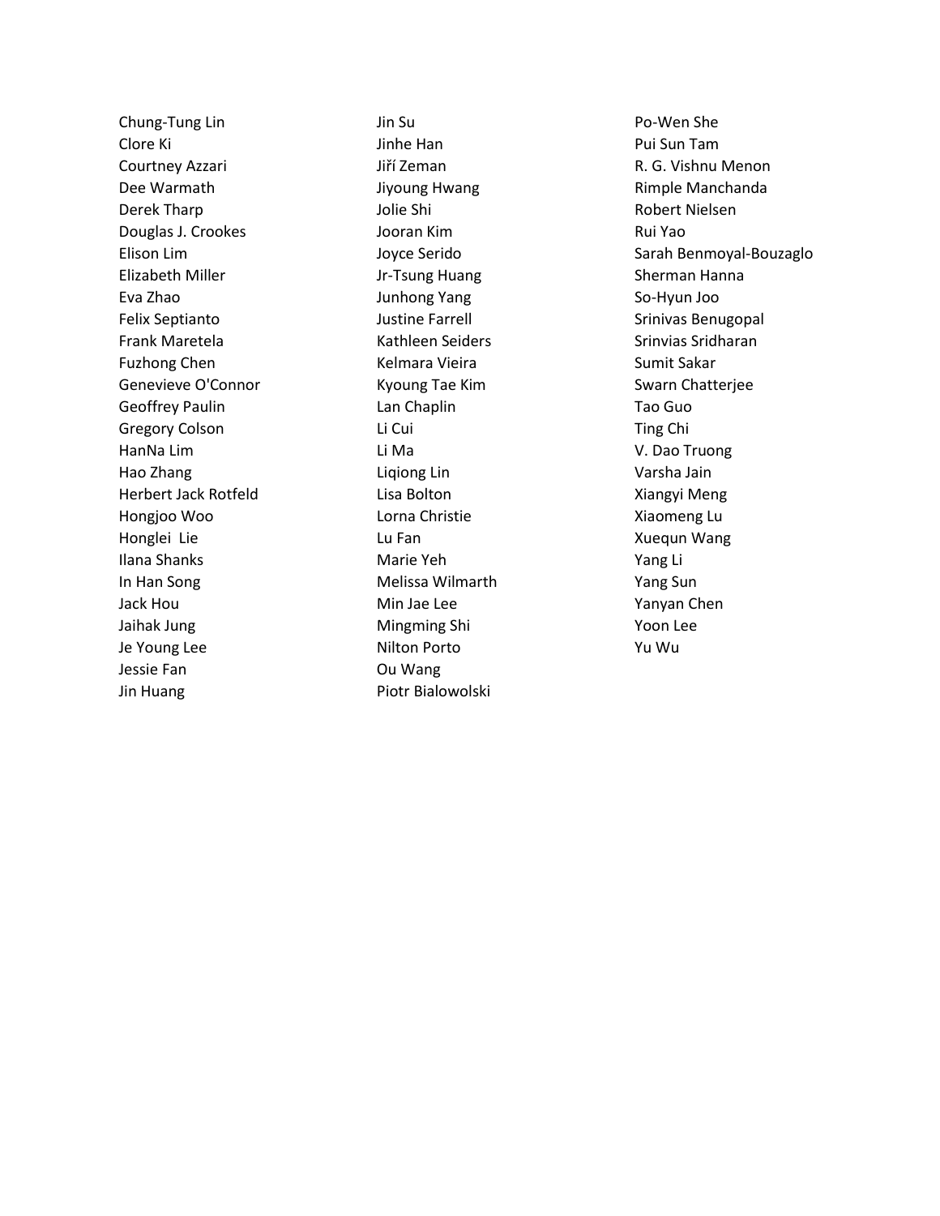Chung-Tung Lin
Clore Ki
Courtney Azzari
Dee Warmath
Derek Tharp
Douglas J. Crookes
Elison Lim
Elizabeth Miller
Eva Zhao
Felix Septianto
Frank Maretela
Fuzhong Chen
Genevieve O'Connor
Geoffrey Paulin
Gregory Colson
HanNa Lim
Hao Zhang
Herbert Jack Rotfeld
Hongjoo Woo
Honglei Lie
Ilana Shanks
In Han Song
Jack Hou
Jaihak Jung
Je Young Lee
Jessie Fan
Jin Huang
Jin Su
Jinhe Han
Jiří Zeman
Jiyoung Hwang
Jolie Shi
Jooran Kim
Joyce Serido
Jr-Tsung Huang
Junhong Yang
Justine Farrell
Kathleen Seiders
Kelmara Vieira
Kyoung Tae Kim
Lan Chaplin
Li Cui
Li Ma
Liqiong Lin
Lisa Bolton
Lorna Christie
Lu Fan
Marie Yeh
Melissa Wilmarth
Min Jae Lee
Mingming Shi
Nilton Porto
Ou Wang
Piotr Bialowolski
Po-Wen She
Pui Sun Tam
R. G. Vishnu Menon
Rimple Manchanda
Robert Nielsen
Rui Yao
Sarah Benmoyal-Bouzaglo
Sherman Hanna
So-Hyun Joo
Srinivas Benugopal
Srinvias Sridharan
Sumit Sakar
Swarn Chatterjee
Tao Guo
Ting Chi
V. Dao Truong
Varsha Jain
Xiangyi Meng
Xiaomeng Lu
Xuequn Wang
Yang Li
Yang Sun
Yanyan Chen
Yoon Lee
Yu Wu